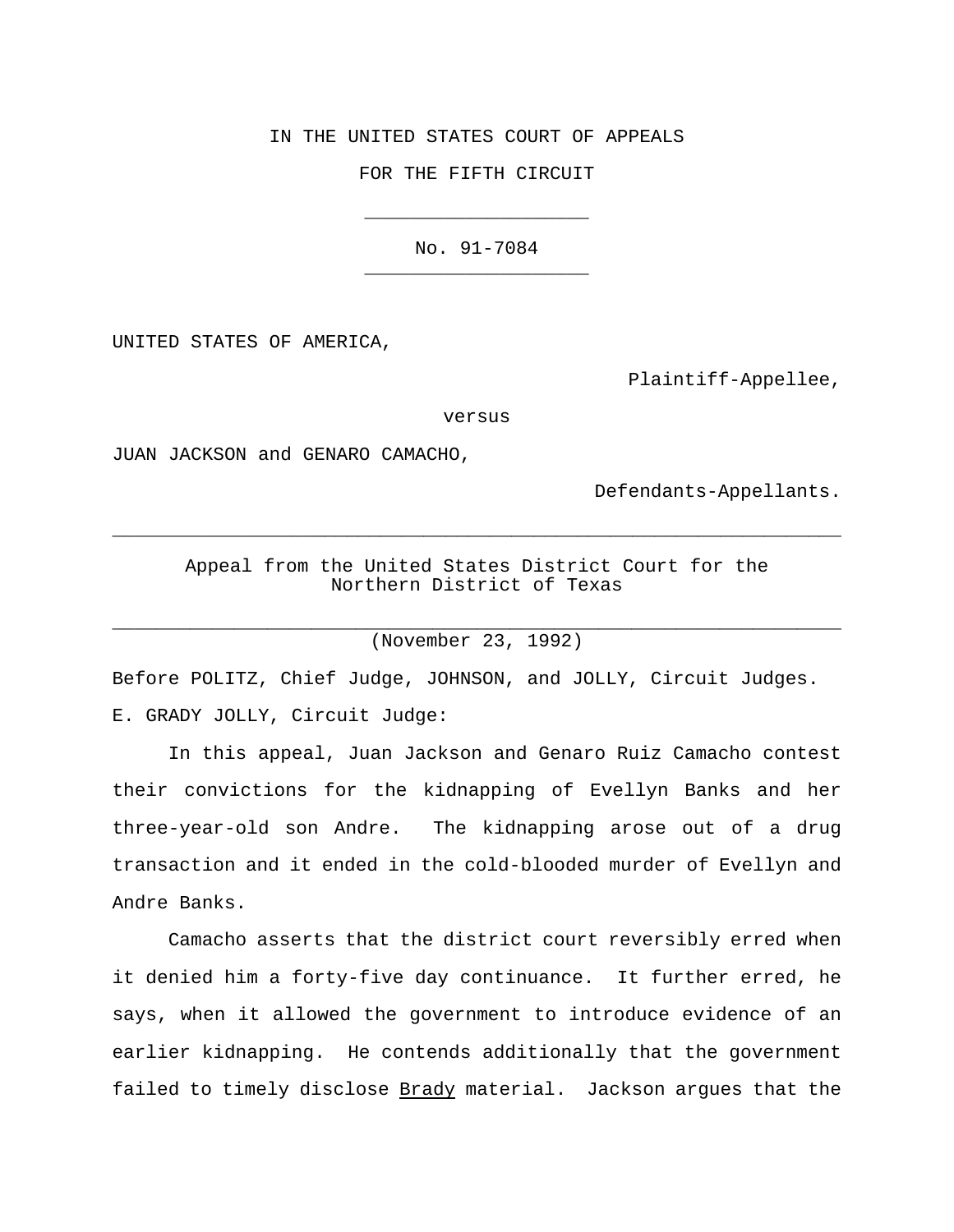IN THE UNITED STATES COURT OF APPEALS

FOR THE FIFTH CIRCUIT

---

No. 91-7084

---

UNITED STATES OF AMERICA,

Plaintiff-Appellee,

versus

JUAN JACKSON and GENARO CAMACHO,

Defendants-Appellants.

---

Appeal from the United States District Court for the Northern District of Texas

---

(November 23, 1992)

Before POLITZ, Chief Judge, JOHNSON, and JOLLY, Circuit Judges.

E. GRADY JOLLY, Circuit Judge:

In this appeal, Juan Jackson and Genaro Ruiz Camacho contest their convictions for the kidnapping of Evellyn Banks and her three-year-old son Andre. The kidnapping arose out of a drug transaction and it ended in the cold-blooded murder of Evellyn and Andre Banks.

Camacho asserts that the district court reversibly erred when it denied him a forty-five day continuance. It further erred, he says, when it allowed the government to introduce evidence of an earlier kidnapping. He contends additionally that the government failed to timely disclose Brady material. Jackson argues that the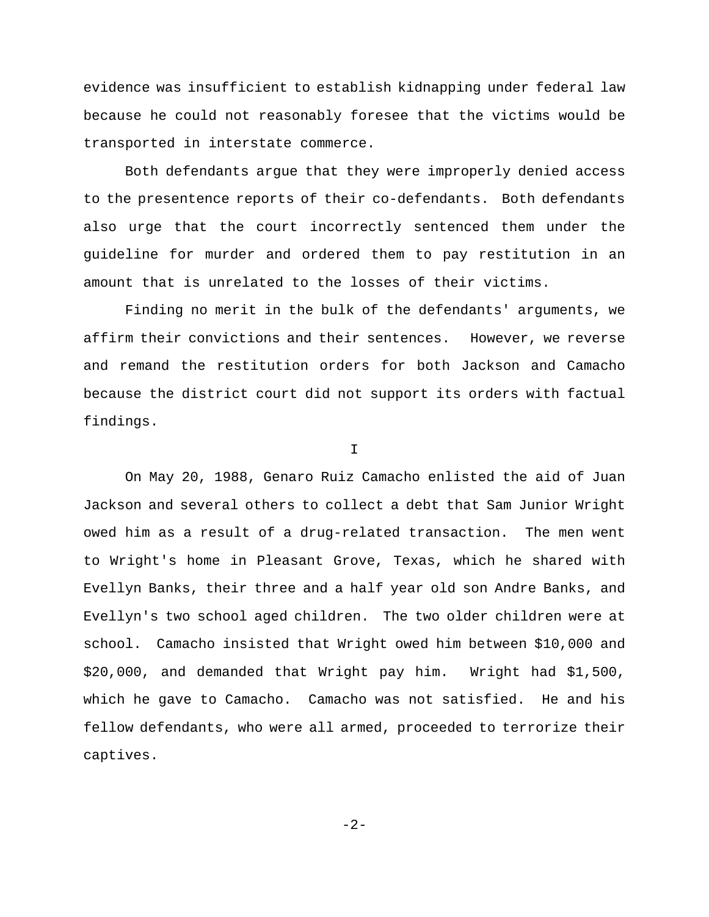evidence was insufficient to establish kidnapping under federal law because he could not reasonably foresee that the victims would be transported in interstate commerce.

Both defendants argue that they were improperly denied access to the presentence reports of their co-defendants. Both defendants also urge that the court incorrectly sentenced them under the guideline for murder and ordered them to pay restitution in an amount that is unrelated to the losses of their victims.

Finding no merit in the bulk of the defendants' arguments, we affirm their convictions and their sentences. However, we reverse and remand the restitution orders for both Jackson and Camacho because the district court did not support its orders with factual findings.

## I

On May 20, 1988, Genaro Ruiz Camacho enlisted the aid of Juan Jackson and several others to collect a debt that Sam Junior Wright owed him as a result of a drug-related transaction. The men went to Wright's home in Pleasant Grove, Texas, which he shared with Evellyn Banks, their three and a half year old son Andre Banks, and Evellyn's two school aged children. The two older children were at school. Camacho insisted that Wright owed him between $10,000 and $20,000, and demanded that Wright pay him. Wright had $1,500, which he gave to Camacho. Camacho was not satisfied. He and his fellow defendants, who were all armed, proceeded to terrorize their captives.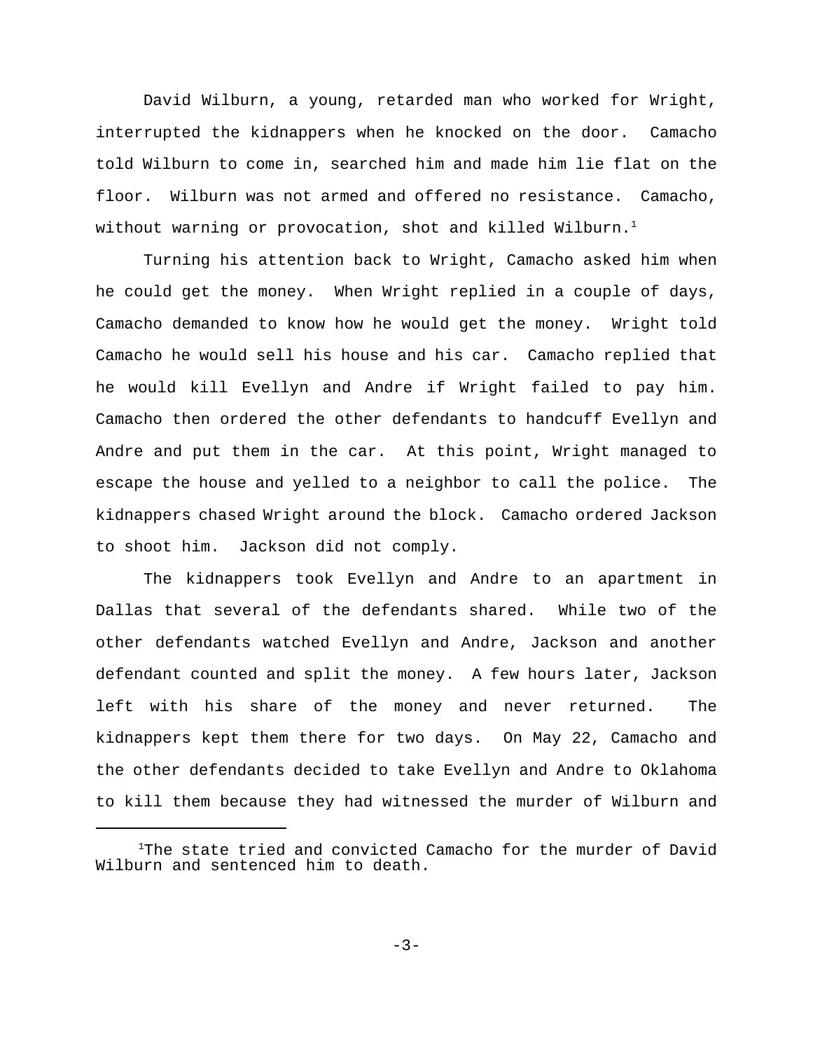David Wilburn, a young, retarded man who worked for Wright, interrupted the kidnappers when he knocked on the door. Camacho told Wilburn to come in, searched him and made him lie flat on the floor. Wilburn was not armed and offered no resistance. Camacho, without warning or provocation, shot and killed Wilburn.[1]

Turning his attention back to Wright, Camacho asked him when he could get the money. When Wright replied in a couple of days, Camacho demanded to know how he would get the money. Wright told Camacho he would sell his house and his car. Camacho replied that he would kill Evellyn and Andre if Wright failed to pay him. Camacho then ordered the other defendants to handcuff Evellyn and Andre and put them in the car. At this point, Wright managed to escape the house and yelled to a neighbor to call the police. The kidnappers chased Wright around the block. Camacho ordered Jackson to shoot him. Jackson did not comply.

The kidnappers took Evellyn and Andre to an apartment in Dallas that several of the defendants shared. While two of the other defendants watched Evellyn and Andre, Jackson and another defendant counted and split the money. A few hours later, Jackson left with his share of the money and never returned. The kidnappers kept them there for two days. On May 22, Camacho and the other defendants decided to take Evellyn and Andre to Oklahoma to kill them because they had witnessed the murder of Wilburn and

[1]The state tried and convicted Camacho for the murder of David Wilburn and sentenced him to death.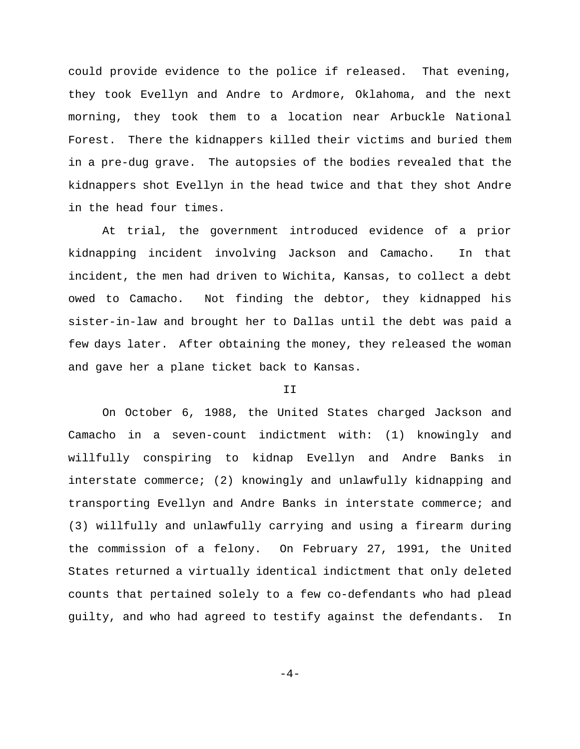could provide evidence to the police if released. That evening, they took Evellyn and Andre to Ardmore, Oklahoma, and the next morning, they took them to a location near Arbuckle National Forest. There the kidnappers killed their victims and buried them in a pre-dug grave. The autopsies of the bodies revealed that the kidnappers shot Evellyn in the head twice and that they shot Andre in the head four times.

At trial, the government introduced evidence of a prior kidnapping incident involving Jackson and Camacho. In that incident, the men had driven to Wichita, Kansas, to collect a debt owed to Camacho. Not finding the debtor, they kidnapped his sister-in-law and brought her to Dallas until the debt was paid a few days later. After obtaining the money, they released the woman and gave her a plane ticket back to Kansas.

## II

On October 6, 1988, the United States charged Jackson and Camacho in a seven-count indictment with: (1) knowingly and willfully conspiring to kidnap Evellyn and Andre Banks in interstate commerce; (2) knowingly and unlawfully kidnapping and transporting Evellyn and Andre Banks in interstate commerce; and (3) willfully and unlawfully carrying and using a firearm during the commission of a felony. On February 27, 1991, the United States returned a virtually identical indictment that only deleted counts that pertained solely to a few co-defendants who had plead guilty, and who had agreed to testify against the defendants. In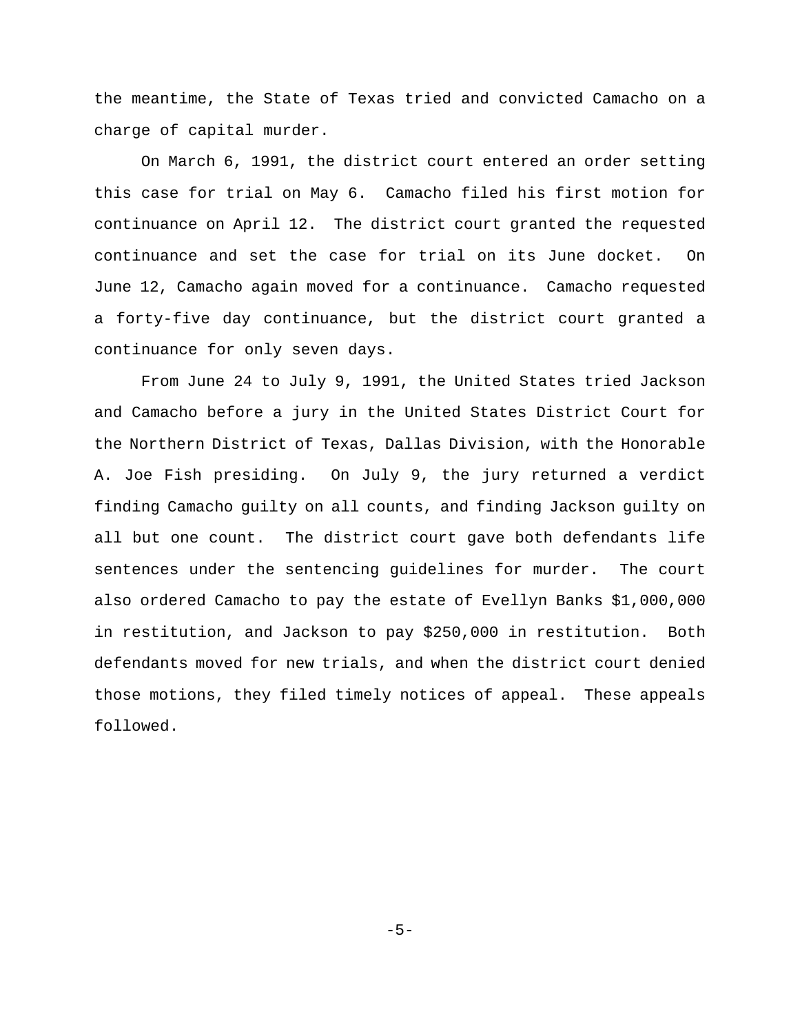the meantime, the State of Texas tried and convicted Camacho on a charge of capital murder.

On March 6, 1991, the district court entered an order setting this case for trial on May 6. Camacho filed his first motion for continuance on April 12. The district court granted the requested continuance and set the case for trial on its June docket. On June 12, Camacho again moved for a continuance. Camacho requested a forty-five day continuance, but the district court granted a continuance for only seven days.

From June 24 to July 9, 1991, the United States tried Jackson and Camacho before a jury in the United States District Court for the Northern District of Texas, Dallas Division, with the Honorable A. Joe Fish presiding. On July 9, the jury returned a verdict finding Camacho guilty on all counts, and finding Jackson guilty on all but one count. The district court gave both defendants life sentences under the sentencing guidelines for murder. The court also ordered Camacho to pay the estate of Evellyn Banks $1,000,000 in restitution, and Jackson to pay $250,000 in restitution. Both defendants moved for new trials, and when the district court denied those motions, they filed timely notices of appeal. These appeals followed.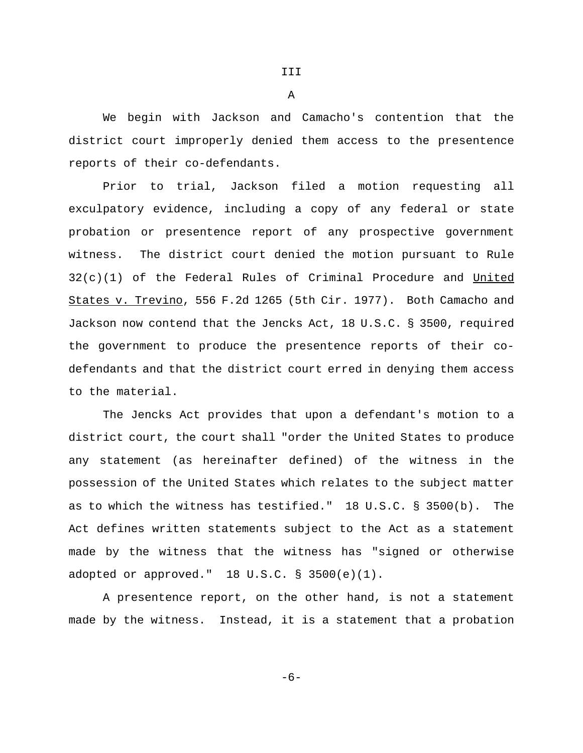III

A

We begin with Jackson and Camacho's contention that the district court improperly denied them access to the presentence reports of their co-defendants.

Prior to trial, Jackson filed a motion requesting all exculpatory evidence, including a copy of any federal or state probation or presentence report of any prospective government witness. The district court denied the motion pursuant to Rule 32(c)(1) of the Federal Rules of Criminal Procedure and United States v. Trevino, 556 F.2d 1265 (5th Cir. 1977). Both Camacho and Jackson now contend that the Jencks Act, 18 U.S.C. § 3500, required the government to produce the presentence reports of their co-defendants and that the district court erred in denying them access to the material.

The Jencks Act provides that upon a defendant's motion to a district court, the court shall "order the United States to produce any statement (as hereinafter defined) of the witness in the possession of the United States which relates to the subject matter as to which the witness has testified." 18 U.S.C. § 3500(b). The Act defines written statements subject to the Act as a statement made by the witness that the witness has "signed or otherwise adopted or approved." 18 U.S.C. § 3500(e)(1).

A presentence report, on the other hand, is not a statement made by the witness. Instead, it is a statement that a probation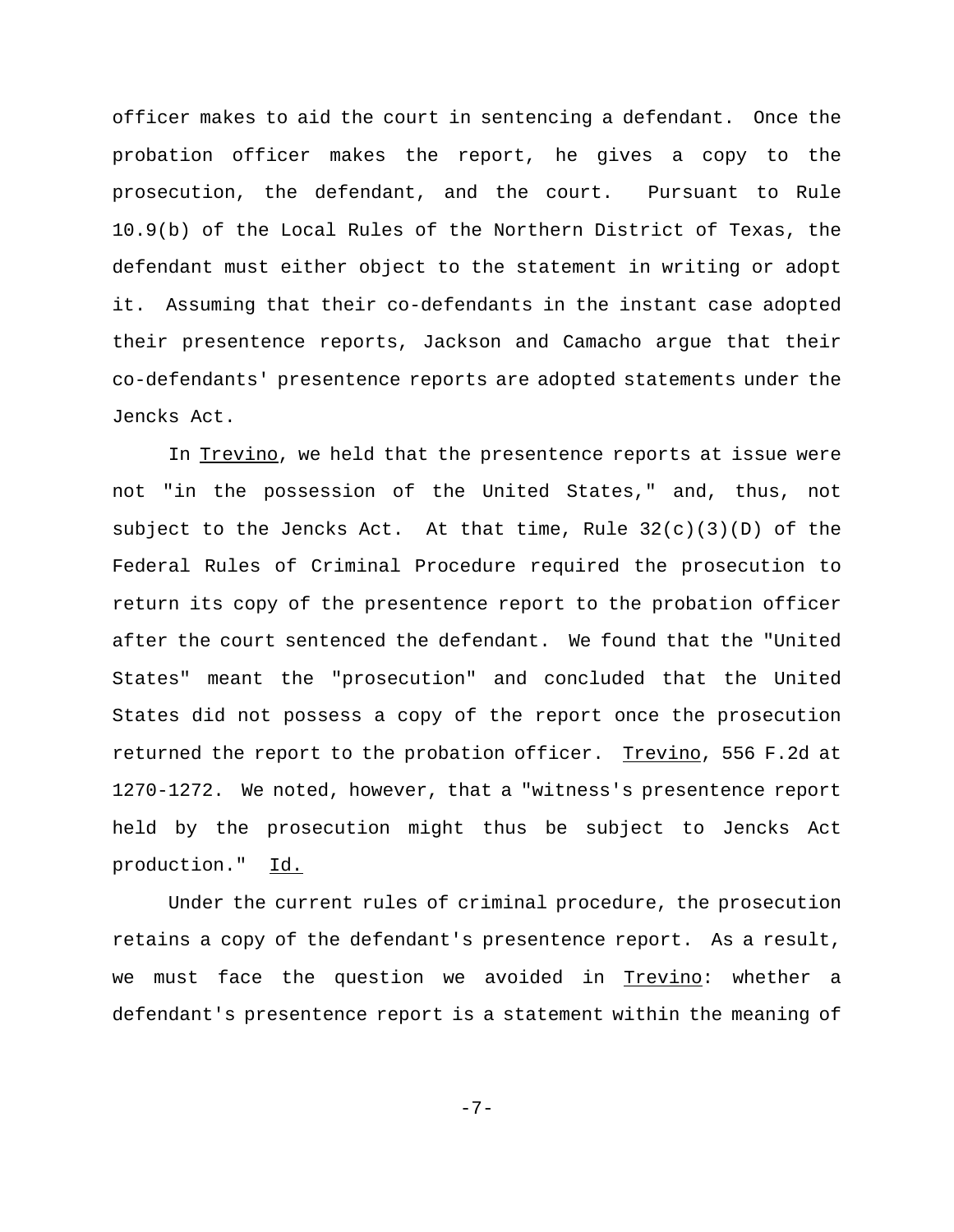officer makes to aid the court in sentencing a defendant. Once the probation officer makes the report, he gives a copy to the prosecution, the defendant, and the court. Pursuant to Rule 10.9(b) of the Local Rules of the Northern District of Texas, the defendant must either object to the statement in writing or adopt it. Assuming that their co-defendants in the instant case adopted their presentence reports, Jackson and Camacho argue that their co-defendants' presentence reports are adopted statements under the Jencks Act.

In Trevino, we held that the presentence reports at issue were not "in the possession of the United States," and, thus, not subject to the Jencks Act. At that time, Rule 32(c)(3)(D) of the Federal Rules of Criminal Procedure required the prosecution to return its copy of the presentence report to the probation officer after the court sentenced the defendant. We found that the "United States" meant the "prosecution" and concluded that the United States did not possess a copy of the report once the prosecution returned the report to the probation officer. Trevino, 556 F.2d at 1270-1272. We noted, however, that a "witness's presentence report held by the prosecution might thus be subject to Jencks Act production." Id.

Under the current rules of criminal procedure, the prosecution retains a copy of the defendant's presentence report. As a result, we must face the question we avoided in Trevino: whether a defendant's presentence report is a statement within the meaning of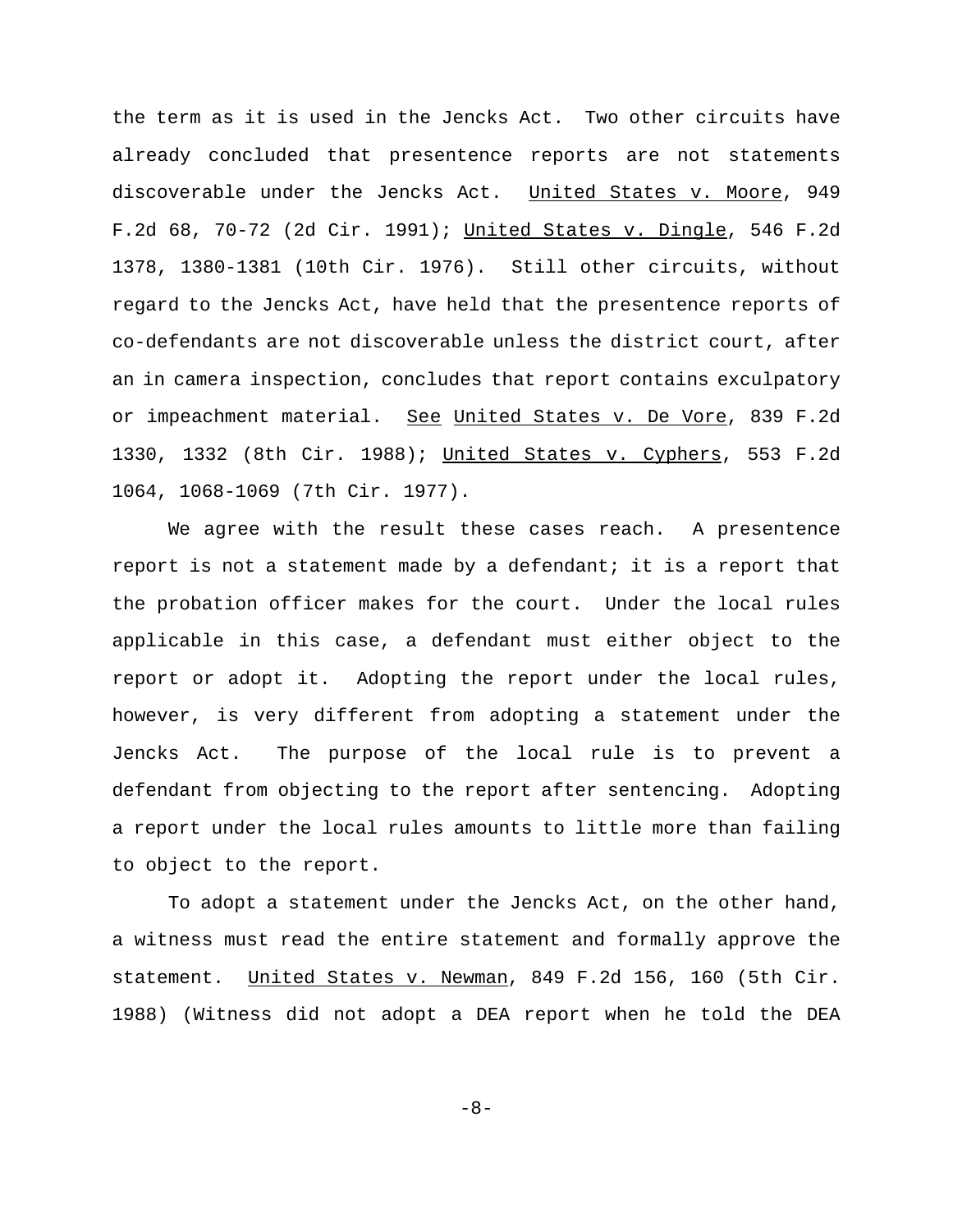the term as it is used in the Jencks Act. Two other circuits have already concluded that presentence reports are not statements discoverable under the Jencks Act. United States v. Moore, 949 F.2d 68, 70-72 (2d Cir. 1991); United States v. Dingle, 546 F.2d 1378, 1380-1381 (10th Cir. 1976). Still other circuits, without regard to the Jencks Act, have held that the presentence reports of co-defendants are not discoverable unless the district court, after an in camera inspection, concludes that report contains exculpatory or impeachment material. See United States v. De Vore, 839 F.2d 1330, 1332 (8th Cir. 1988); United States v. Cyphers, 553 F.2d 1064, 1068-1069 (7th Cir. 1977).

We agree with the result these cases reach. A presentence report is not a statement made by a defendant; it is a report that the probation officer makes for the court. Under the local rules applicable in this case, a defendant must either object to the report or adopt it. Adopting the report under the local rules, however, is very different from adopting a statement under the Jencks Act. The purpose of the local rule is to prevent a defendant from objecting to the report after sentencing. Adopting a report under the local rules amounts to little more than failing to object to the report.

To adopt a statement under the Jencks Act, on the other hand, a witness must read the entire statement and formally approve the statement. United States v. Newman, 849 F.2d 156, 160 (5th Cir. 1988) (Witness did not adopt a DEA report when he told the DEA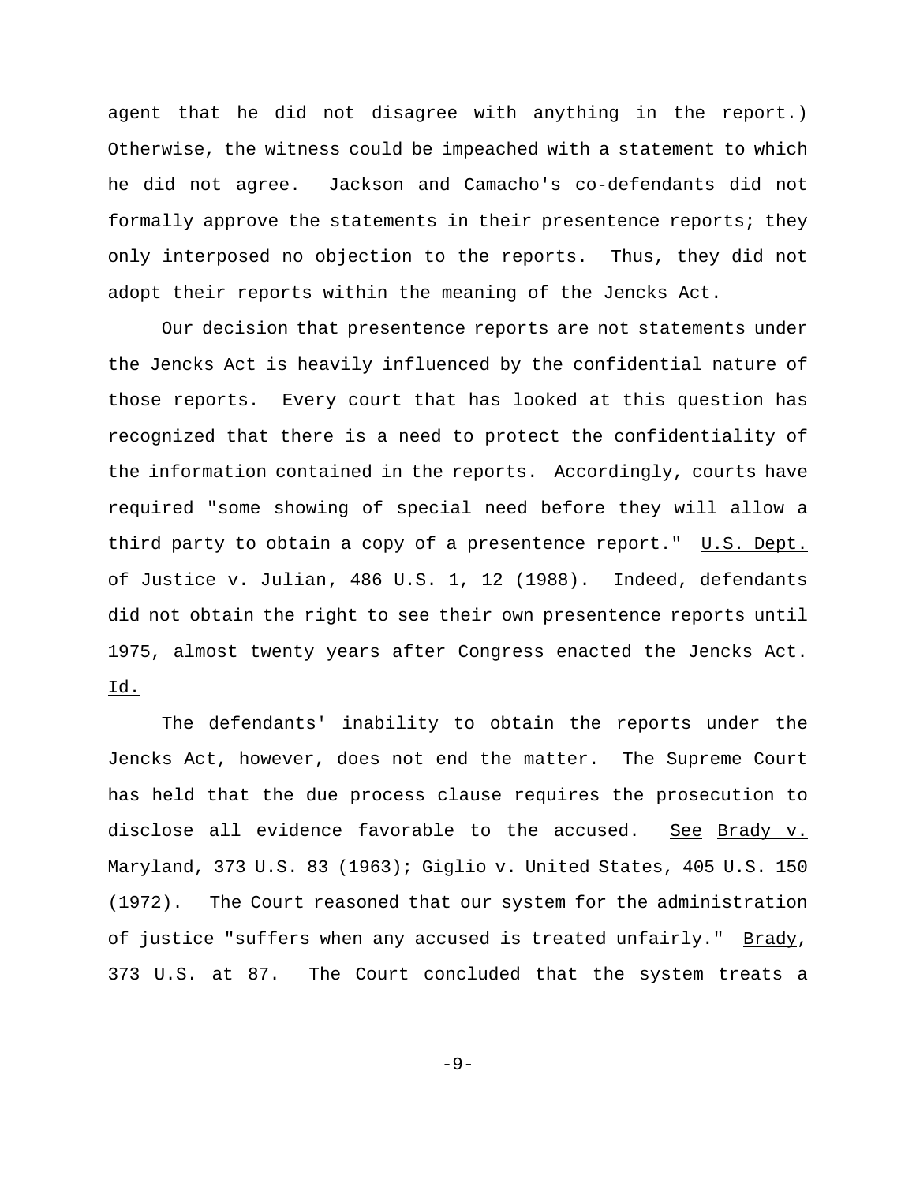agent that he did not disagree with anything in the report.) Otherwise, the witness could be impeached with a statement to which he did not agree. Jackson and Camacho's co-defendants did not formally approve the statements in their presentence reports; they only interposed no objection to the reports. Thus, they did not adopt their reports within the meaning of the Jencks Act.

Our decision that presentence reports are not statements under the Jencks Act is heavily influenced by the confidential nature of those reports. Every court that has looked at this question has recognized that there is a need to protect the confidentiality of the information contained in the reports. Accordingly, courts have required "some showing of special need before they will allow a third party to obtain a copy of a presentence report." U.S. Dept. of Justice v. Julian, 486 U.S. 1, 12 (1988). Indeed, defendants did not obtain the right to see their own presentence reports until 1975, almost twenty years after Congress enacted the Jencks Act. Id.

The defendants' inability to obtain the reports under the Jencks Act, however, does not end the matter. The Supreme Court has held that the due process clause requires the prosecution to disclose all evidence favorable to the accused. See Brady v. Maryland, 373 U.S. 83 (1963); Giglio v. United States, 405 U.S. 150 (1972). The Court reasoned that our system for the administration of justice "suffers when any accused is treated unfairly." Brady, 373 U.S. at 87. The Court concluded that the system treats a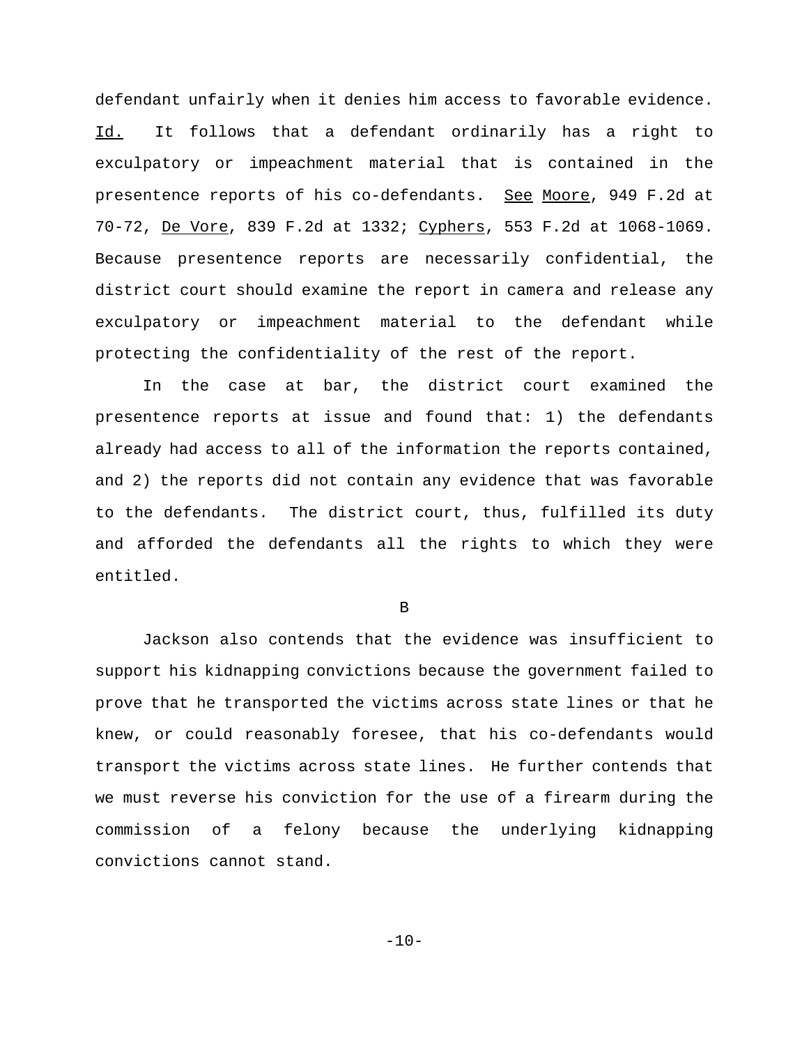defendant unfairly when it denies him access to favorable evidence. Id. It follows that a defendant ordinarily has a right to exculpatory or impeachment material that is contained in the presentence reports of his co-defendants. See Moore, 949 F.2d at 70-72, De Vore, 839 F.2d at 1332; Cyphers, 553 F.2d at 1068-1069. Because presentence reports are necessarily confidential, the district court should examine the report in camera and release any exculpatory or impeachment material to the defendant while protecting the confidentiality of the rest of the report.

In the case at bar, the district court examined the presentence reports at issue and found that: 1) the defendants already had access to all of the information the reports contained, and 2) the reports did not contain any evidence that was favorable to the defendants. The district court, thus, fulfilled its duty and afforded the defendants all the rights to which they were entitled.

B

Jackson also contends that the evidence was insufficient to support his kidnapping convictions because the government failed to prove that he transported the victims across state lines or that he knew, or could reasonably foresee, that his co-defendants would transport the victims across state lines. He further contends that we must reverse his conviction for the use of a firearm during the commission of a felony because the underlying kidnapping convictions cannot stand.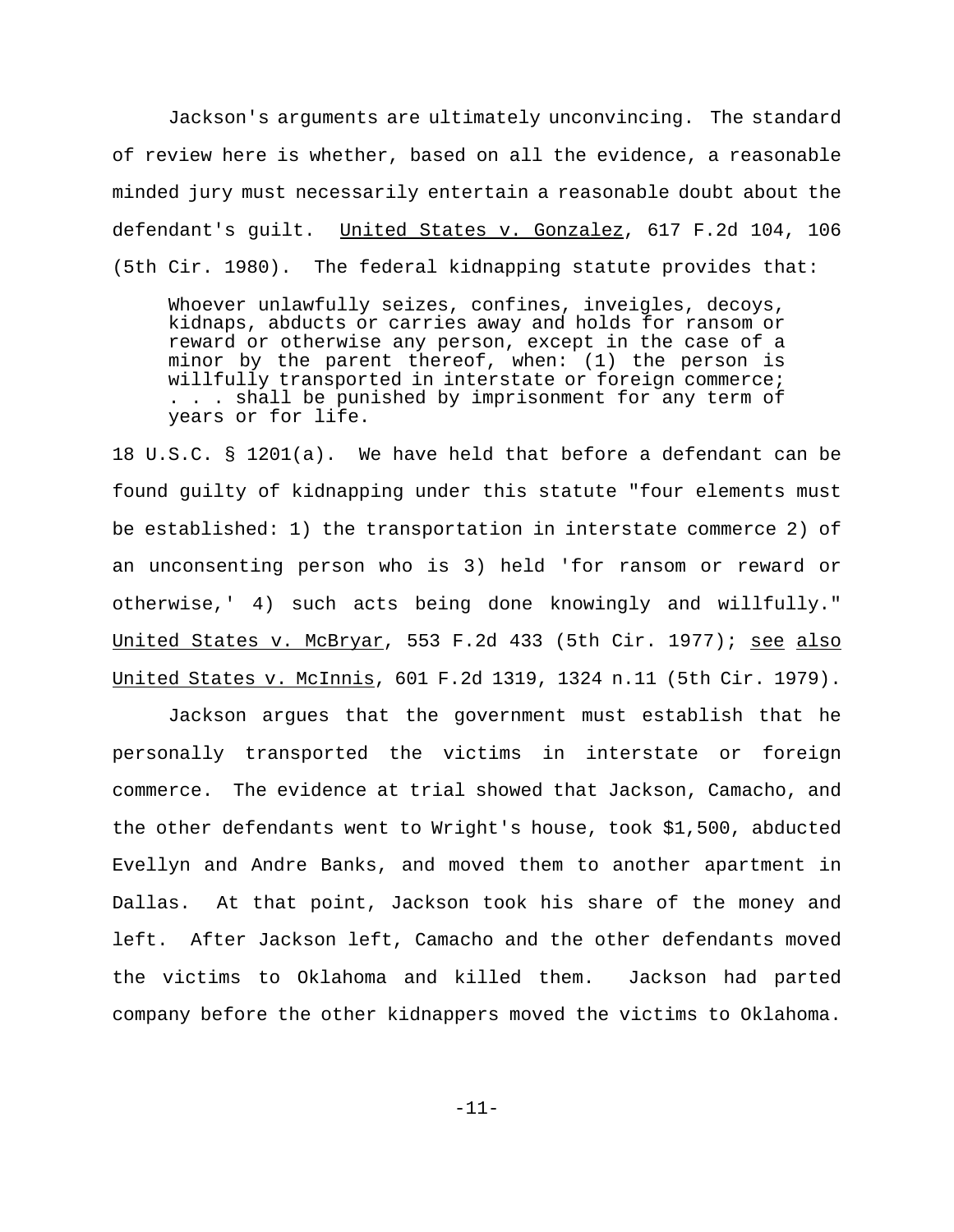Jackson's arguments are ultimately unconvincing. The standard of review here is whether, based on all the evidence, a reasonable minded jury must necessarily entertain a reasonable doubt about the defendant's guilt. United States v. Gonzalez, 617 F.2d 104, 106 (5th Cir. 1980). The federal kidnapping statute provides that:

> Whoever unlawfully seizes, confines, inveigles, decoys, kidnaps, abducts or carries away and holds for ransom or reward or otherwise any person, except in the case of a minor by the parent thereof, when: (1) the person is willfully transported in interstate or foreign commerce; . . . shall be punished by imprisonment for any term of years or for life.

18 U.S.C. § 1201(a). We have held that before a defendant can be found guilty of kidnapping under this statute "four elements must be established: 1) the transportation in interstate commerce 2) of an unconsenting person who is 3) held 'for ransom or reward or otherwise,' 4) such acts being done knowingly and willfully." United States v. McBryar, 553 F.2d 433 (5th Cir. 1977); see also United States v. McInnis, 601 F.2d 1319, 1324 n.11 (5th Cir. 1979).

Jackson argues that the government must establish that he personally transported the victims in interstate or foreign commerce. The evidence at trial showed that Jackson, Camacho, and the other defendants went to Wright's house, took $1,500, abducted Evellyn and Andre Banks, and moved them to another apartment in Dallas. At that point, Jackson took his share of the money and left. After Jackson left, Camacho and the other defendants moved the victims to Oklahoma and killed them. Jackson had parted company before the other kidnappers moved the victims to Oklahoma.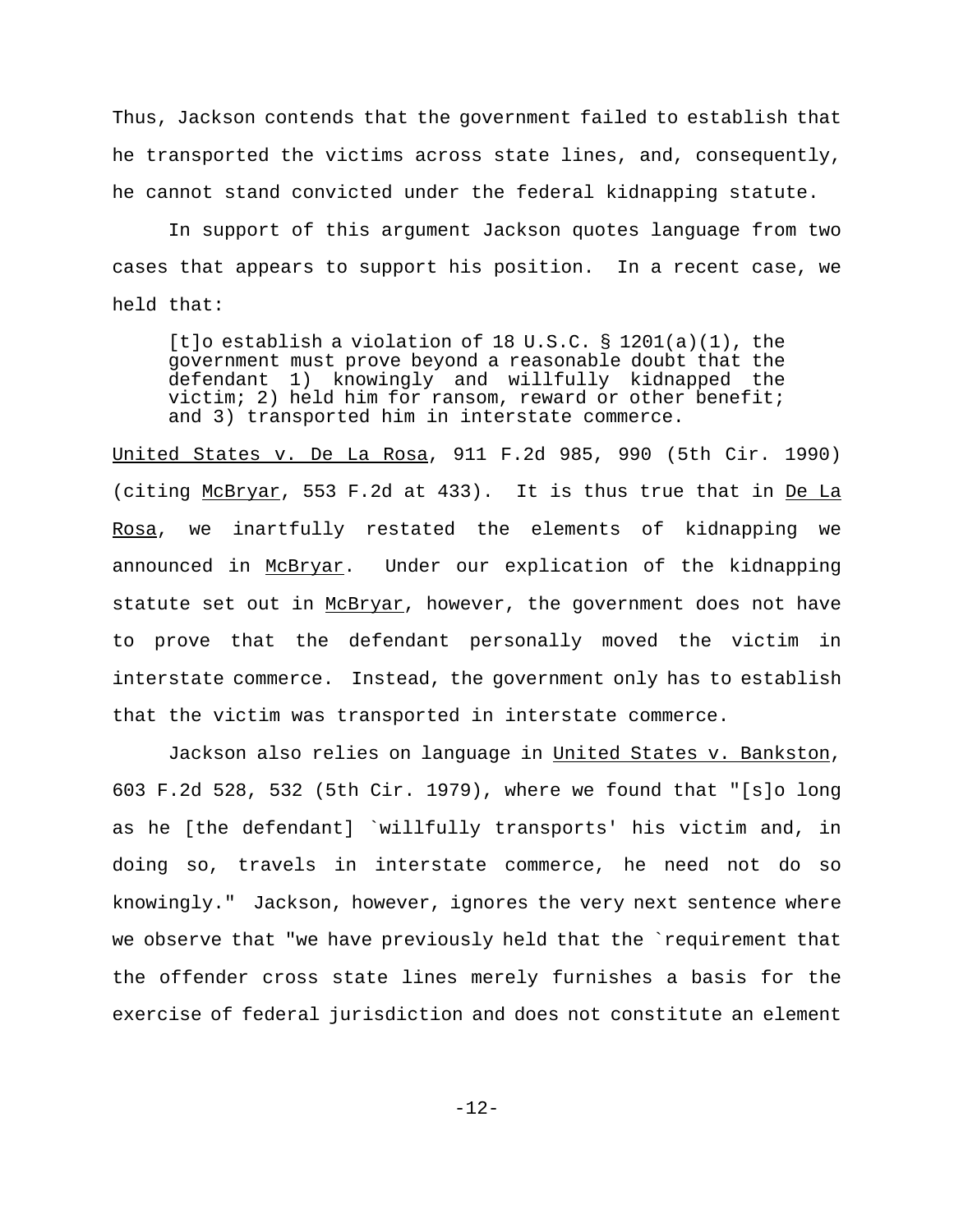Thus, Jackson contends that the government failed to establish that he transported the victims across state lines, and, consequently, he cannot stand convicted under the federal kidnapping statute.

In support of this argument Jackson quotes language from two cases that appears to support his position. In a recent case, we held that:

> [t]o establish a violation of 18 U.S.C. § 1201(a)(1), the government must prove beyond a reasonable doubt that the defendant 1) knowingly and willfully kidnapped the victim; 2) held him for ransom, reward or other benefit; and 3) transported him in interstate commerce.

United States v. De La Rosa, 911 F.2d 985, 990 (5th Cir. 1990) (citing McBryar, 553 F.2d at 433). It is thus true that in De La Rosa, we inartfully restated the elements of kidnapping we announced in McBryar. Under our explication of the kidnapping statute set out in McBryar, however, the government does not have to prove that the defendant personally moved the victim in interstate commerce. Instead, the government only has to establish that the victim was transported in interstate commerce.

Jackson also relies on language in United States v. Bankston, 603 F.2d 528, 532 (5th Cir. 1979), where we found that "[s]o long as he [the defendant] `willfully transports' his victim and, in doing so, travels in interstate commerce, he need not do so knowingly." Jackson, however, ignores the very next sentence where we observe that "we have previously held that the `requirement that the offender cross state lines merely furnishes a basis for the exercise of federal jurisdiction and does not constitute an element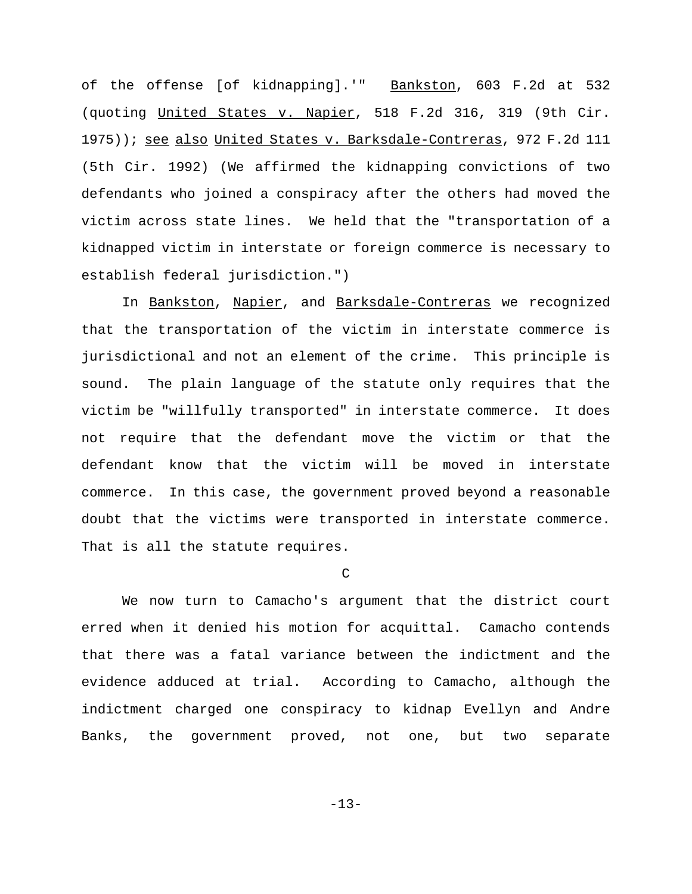of the offense [of kidnapping].'" Bankston, 603 F.2d at 532 (quoting United States v. Napier, 518 F.2d 316, 319 (9th Cir. 1975)); see also United States v. Barksdale-Contreras, 972 F.2d 111 (5th Cir. 1992) (We affirmed the kidnapping convictions of two defendants who joined a conspiracy after the others had moved the victim across state lines. We held that the "transportation of a kidnapped victim in interstate or foreign commerce is necessary to establish federal jurisdiction.")

In Bankston, Napier, and Barksdale-Contreras we recognized that the transportation of the victim in interstate commerce is jurisdictional and not an element of the crime. This principle is sound. The plain language of the statute only requires that the victim be "willfully transported" in interstate commerce. It does not require that the defendant move the victim or that the defendant know that the victim will be moved in interstate commerce. In this case, the government proved beyond a reasonable doubt that the victims were transported in interstate commerce. That is all the statute requires.

### C

We now turn to Camacho's argument that the district court erred when it denied his motion for acquittal. Camacho contends that there was a fatal variance between the indictment and the evidence adduced at trial. According to Camacho, although the indictment charged one conspiracy to kidnap Evellyn and Andre Banks, the government proved, not one, but two separate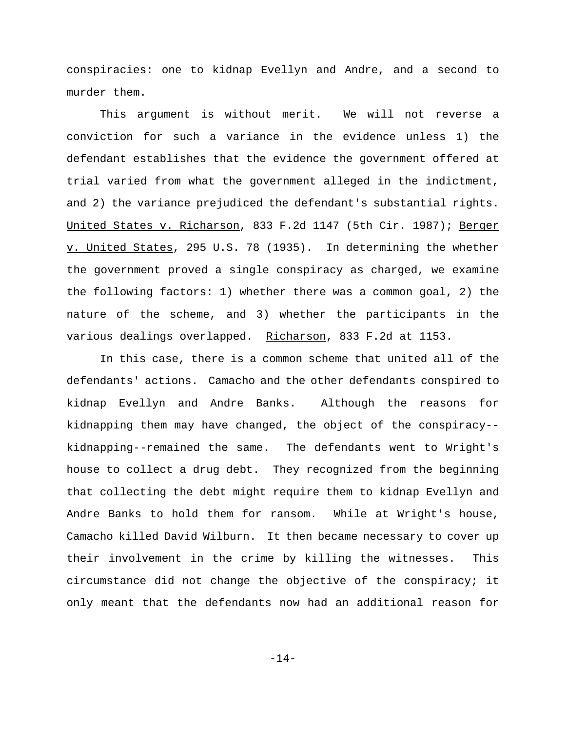conspiracies: one to kidnap Evellyn and Andre, and a second to murder them.

This argument is without merit. We will not reverse a conviction for such a variance in the evidence unless 1) the defendant establishes that the evidence the government offered at trial varied from what the government alleged in the indictment, and 2) the variance prejudiced the defendant's substantial rights. United States v. Richarson, 833 F.2d 1147 (5th Cir. 1987); Berger v. United States, 295 U.S. 78 (1935). In determining the whether the government proved a single conspiracy as charged, we examine the following factors: 1) whether there was a common goal, 2) the nature of the scheme, and 3) whether the participants in the various dealings overlapped. Richarson, 833 F.2d at 1153.

In this case, there is a common scheme that united all of the defendants' actions. Camacho and the other defendants conspired to kidnap Evellyn and Andre Banks. Although the reasons for kidnapping them may have changed, the object of the conspiracy--kidnapping--remained the same. The defendants went to Wright's house to collect a drug debt. They recognized from the beginning that collecting the debt might require them to kidnap Evellyn and Andre Banks to hold them for ransom. While at Wright's house, Camacho killed David Wilburn. It then became necessary to cover up their involvement in the crime by killing the witnesses. This circumstance did not change the objective of the conspiracy; it only meant that the defendants now had an additional reason for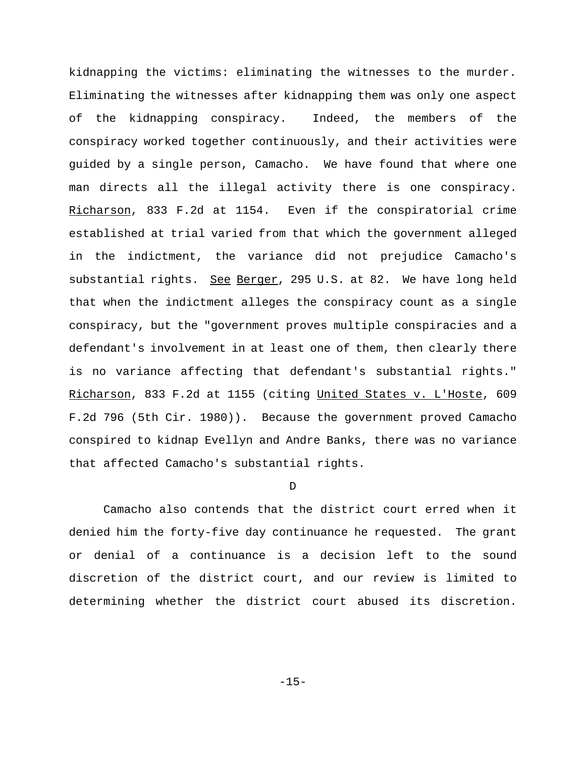kidnapping the victims: eliminating the witnesses to the murder. Eliminating the witnesses after kidnapping them was only one aspect of the kidnapping conspiracy. Indeed, the members of the conspiracy worked together continuously, and their activities were guided by a single person, Camacho. We have found that where one man directs all the illegal activity there is one conspiracy. Richarson, 833 F.2d at 1154. Even if the conspiratorial crime established at trial varied from that which the government alleged in the indictment, the variance did not prejudice Camacho's substantial rights. *See* Berger, 295 U.S. at 82. We have long held that when the indictment alleges the conspiracy count as a single conspiracy, but the "government proves multiple conspiracies and a defendant's involvement in at least one of them, then clearly there is no variance affecting that defendant's substantial rights." Richarson, 833 F.2d at 1155 (citing United States v. L'Hoste, 609 F.2d 796 (5th Cir. 1980)). Because the government proved Camacho conspired to kidnap Evellyn and Andre Banks, there was no variance that affected Camacho's substantial rights.

D

Camacho also contends that the district court erred when it denied him the forty-five day continuance he requested. The grant or denial of a continuance is a decision left to the sound discretion of the district court, and our review is limited to determining whether the district court abused its discretion.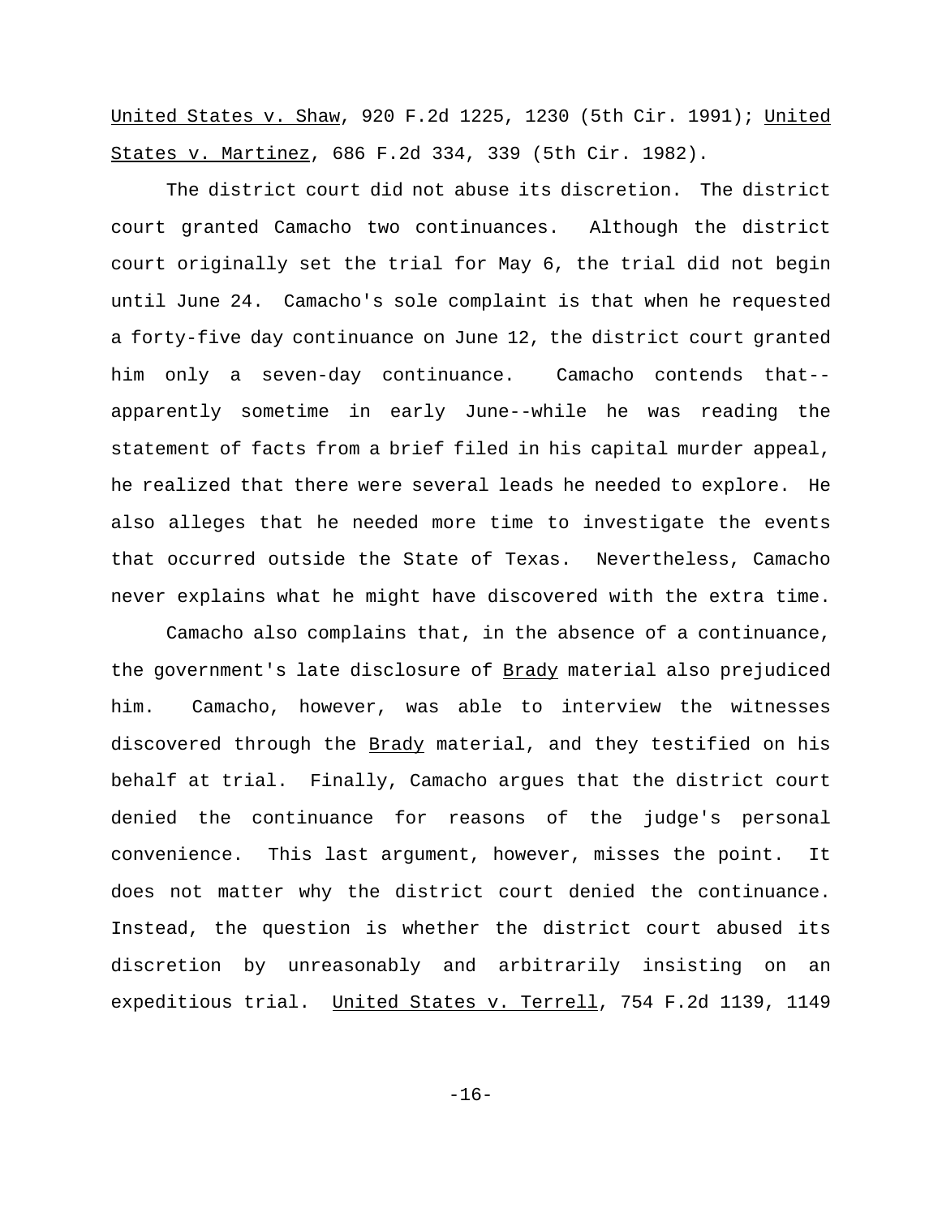United States v. Shaw, 920 F.2d 1225, 1230 (5th Cir. 1991); United States v. Martinez, 686 F.2d 334, 339 (5th Cir. 1982).

The district court did not abuse its discretion. The district court granted Camacho two continuances. Although the district court originally set the trial for May 6, the trial did not begin until June 24. Camacho's sole complaint is that when he requested a forty-five day continuance on June 12, the district court granted him only a seven-day continuance. Camacho contends that--apparently sometime in early June--while he was reading the statement of facts from a brief filed in his capital murder appeal, he realized that there were several leads he needed to explore. He also alleges that he needed more time to investigate the events that occurred outside the State of Texas. Nevertheless, Camacho never explains what he might have discovered with the extra time.

Camacho also complains that, in the absence of a continuance, the government's late disclosure of Brady material also prejudiced him. Camacho, however, was able to interview the witnesses discovered through the Brady material, and they testified on his behalf at trial. Finally, Camacho argues that the district court denied the continuance for reasons of the judge's personal convenience. This last argument, however, misses the point. It does not matter why the district court denied the continuance. Instead, the question is whether the district court abused its discretion by unreasonably and arbitrarily insisting on an expeditious trial. United States v. Terrell, 754 F.2d 1139, 1149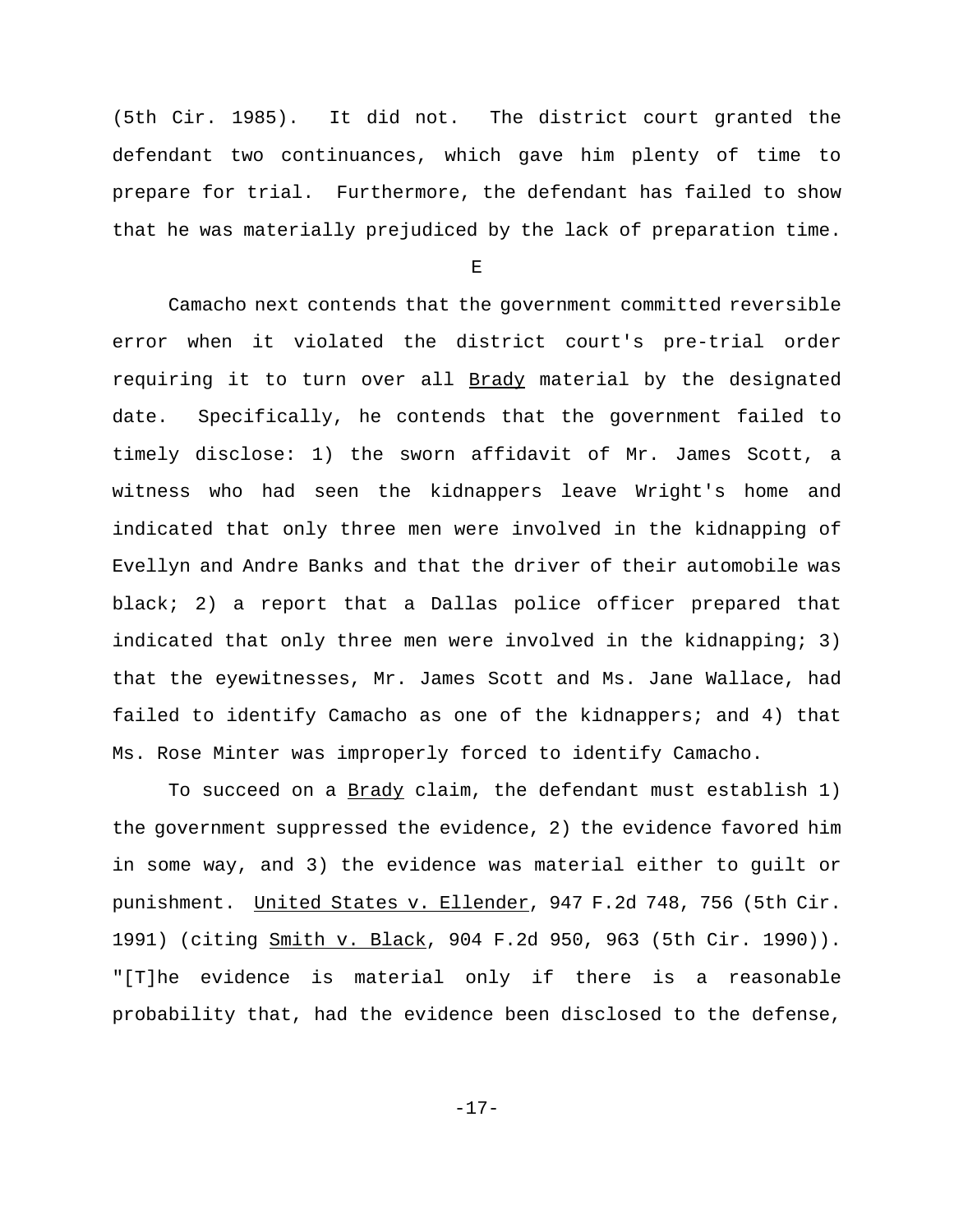(5th Cir. 1985). It did not. The district court granted the defendant two continuances, which gave him plenty of time to prepare for trial. Furthermore, the defendant has failed to show that he was materially prejudiced by the lack of preparation time.

E

Camacho next contends that the government committed reversible error when it violated the district court's pre-trial order requiring it to turn over all Brady material by the designated date. Specifically, he contends that the government failed to timely disclose: 1) the sworn affidavit of Mr. James Scott, a witness who had seen the kidnappers leave Wright's home and indicated that only three men were involved in the kidnapping of Evellyn and Andre Banks and that the driver of their automobile was black; 2) a report that a Dallas police officer prepared that indicated that only three men were involved in the kidnapping; 3) that the eyewitnesses, Mr. James Scott and Ms. Jane Wallace, had failed to identify Camacho as one of the kidnappers; and 4) that Ms. Rose Minter was improperly forced to identify Camacho.

To succeed on a Brady claim, the defendant must establish 1) the government suppressed the evidence, 2) the evidence favored him in some way, and 3) the evidence was material either to guilt or punishment. United States v. Ellender, 947 F.2d 748, 756 (5th Cir. 1991) (citing Smith v. Black, 904 F.2d 950, 963 (5th Cir. 1990)). "[T]he evidence is material only if there is a reasonable probability that, had the evidence been disclosed to the defense,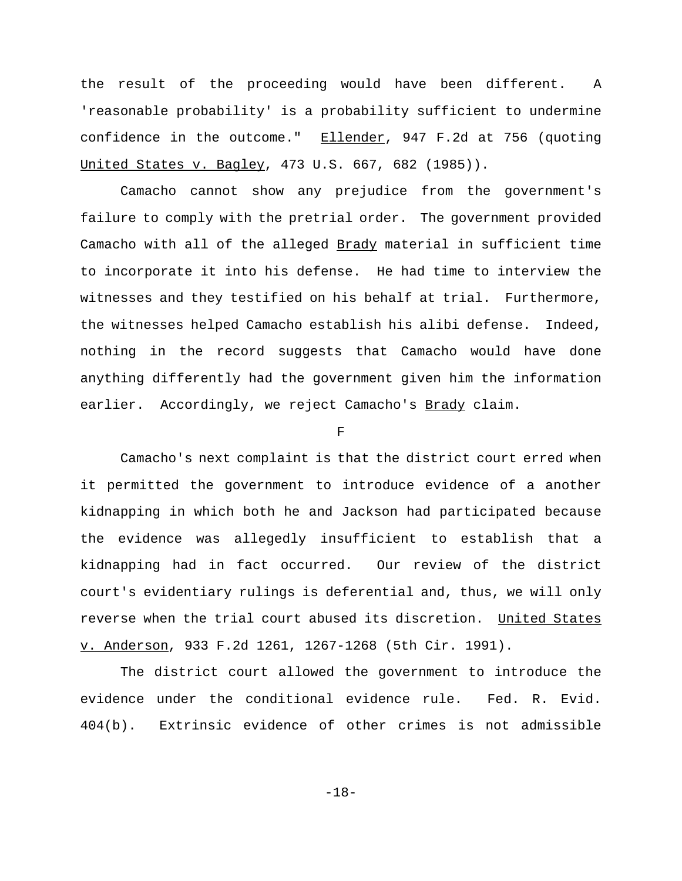the result of the proceeding would have been different. A 'reasonable probability' is a probability sufficient to undermine confidence in the outcome." Ellender, 947 F.2d at 756 (quoting United States v. Bagley, 473 U.S. 667, 682 (1985)).

Camacho cannot show any prejudice from the government's failure to comply with the pretrial order. The government provided Camacho with all of the alleged Brady material in sufficient time to incorporate it into his defense. He had time to interview the witnesses and they testified on his behalf at trial. Furthermore, the witnesses helped Camacho establish his alibi defense. Indeed, nothing in the record suggests that Camacho would have done anything differently had the government given him the information earlier. Accordingly, we reject Camacho's Brady claim.

F

Camacho's next complaint is that the district court erred when it permitted the government to introduce evidence of a another kidnapping in which both he and Jackson had participated because the evidence was allegedly insufficient to establish that a kidnapping had in fact occurred. Our review of the district court's evidentiary rulings is deferential and, thus, we will only reverse when the trial court abused its discretion. United States v. Anderson, 933 F.2d 1261, 1267-1268 (5th Cir. 1991).

The district court allowed the government to introduce the evidence under the conditional evidence rule. Fed. R. Evid. 404(b). Extrinsic evidence of other crimes is not admissible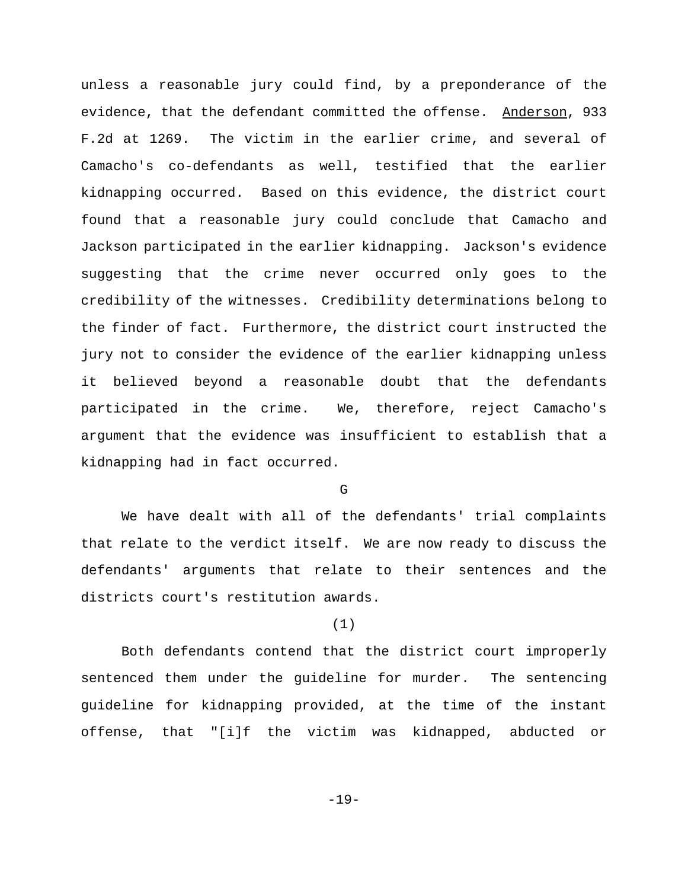unless a reasonable jury could find, by a preponderance of the evidence, that the defendant committed the offense. Anderson, 933 F.2d at 1269. The victim in the earlier crime, and several of Camacho's co-defendants as well, testified that the earlier kidnapping occurred. Based on this evidence, the district court found that a reasonable jury could conclude that Camacho and Jackson participated in the earlier kidnapping. Jackson's evidence suggesting that the crime never occurred only goes to the credibility of the witnesses. Credibility determinations belong to the finder of fact. Furthermore, the district court instructed the jury not to consider the evidence of the earlier kidnapping unless it believed beyond a reasonable doubt that the defendants participated in the crime. We, therefore, reject Camacho's argument that the evidence was insufficient to establish that a kidnapping had in fact occurred.

G

We have dealt with all of the defendants' trial complaints that relate to the verdict itself. We are now ready to discuss the defendants' arguments that relate to their sentences and the districts court's restitution awards.

(1)

Both defendants contend that the district court improperly sentenced them under the guideline for murder. The sentencing guideline for kidnapping provided, at the time of the instant offense, that "[i]f the victim was kidnapped, abducted or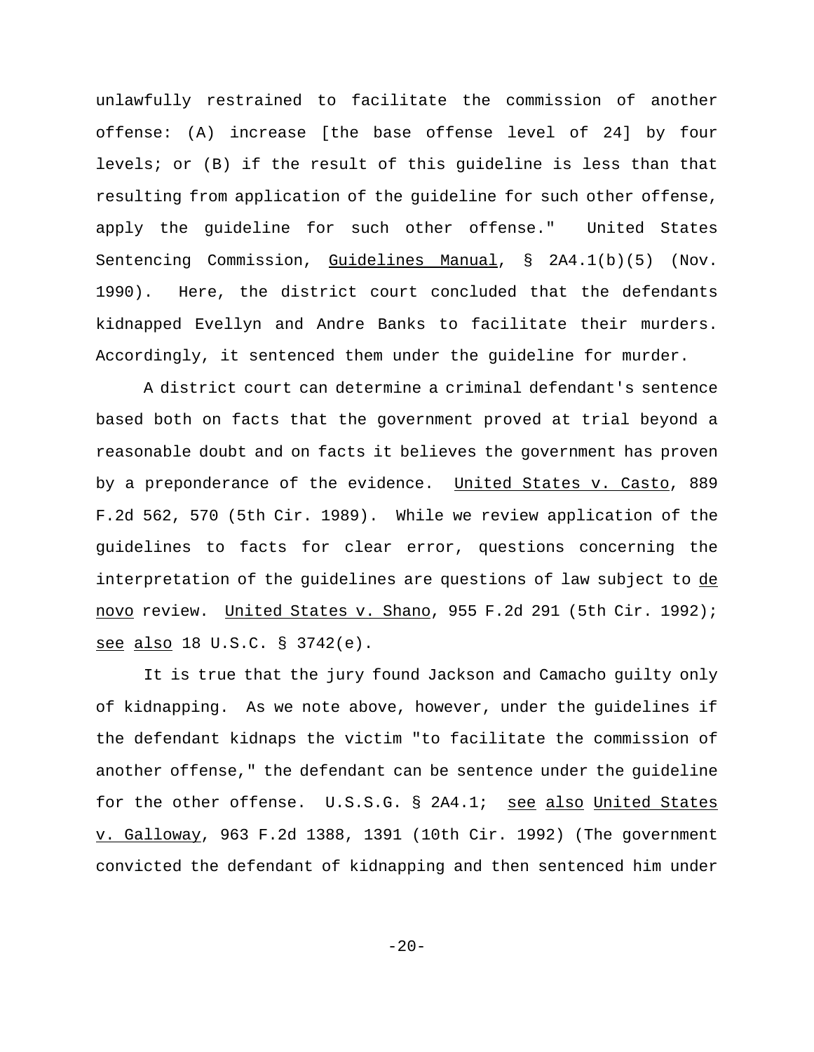unlawfully restrained to facilitate the commission of another offense: (A) increase [the base offense level of 24] by four levels; or (B) if the result of this guideline is less than that resulting from application of the guideline for such other offense, apply the guideline for such other offense." United States Sentencing Commission, Guidelines Manual, § 2A4.1(b)(5) (Nov. 1990). Here, the district court concluded that the defendants kidnapped Evellyn and Andre Banks to facilitate their murders. Accordingly, it sentenced them under the guideline for murder.

A district court can determine a criminal defendant's sentence based both on facts that the government proved at trial beyond a reasonable doubt and on facts it believes the government has proven by a preponderance of the evidence. United States v. Casto, 889 F.2d 562, 570 (5th Cir. 1989). While we review application of the guidelines to facts for clear error, questions concerning the interpretation of the guidelines are questions of law subject to *de novo* review. United States v. Shano, 955 F.2d 291 (5th Cir. 1992); *see also* 18 U.S.C. § 3742(e).

It is true that the jury found Jackson and Camacho guilty only of kidnapping. As we note above, however, under the guidelines if the defendant kidnaps the victim "to facilitate the commission of another offense," the defendant can be sentence under the guideline for the other offense. U.S.S.G. § 2A4.1; *see also* United States v. Galloway, 963 F.2d 1388, 1391 (10th Cir. 1992) (The government convicted the defendant of kidnapping and then sentenced him under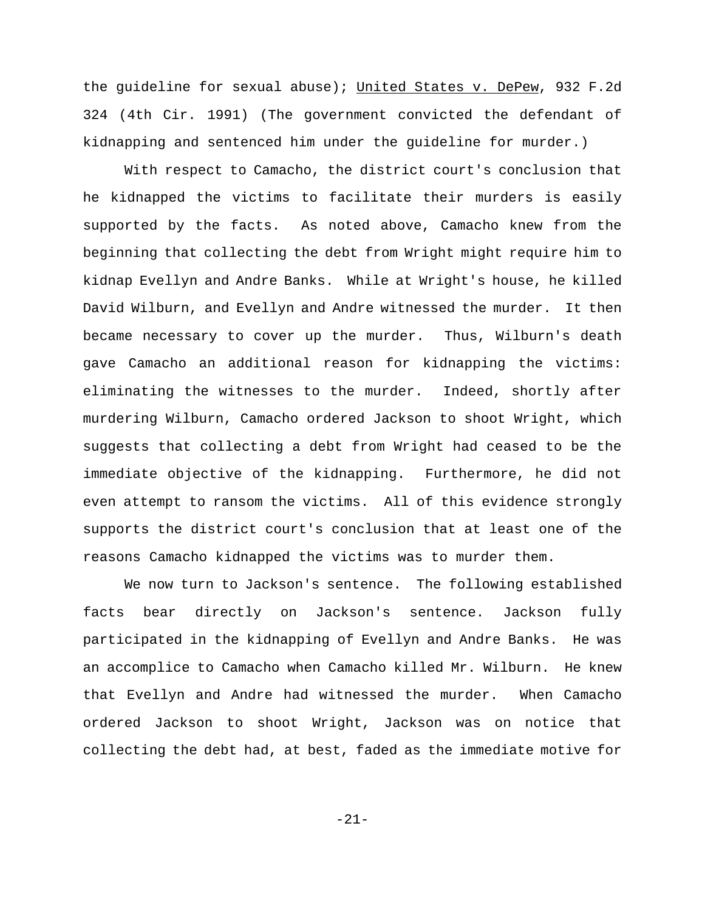the guideline for sexual abuse); United States v. DePew, 932 F.2d 324 (4th Cir. 1991) (The government convicted the defendant of kidnapping and sentenced him under the guideline for murder.)

With respect to Camacho, the district court's conclusion that he kidnapped the victims to facilitate their murders is easily supported by the facts. As noted above, Camacho knew from the beginning that collecting the debt from Wright might require him to kidnap Evellyn and Andre Banks. While at Wright's house, he killed David Wilburn, and Evellyn and Andre witnessed the murder. It then became necessary to cover up the murder. Thus, Wilburn's death gave Camacho an additional reason for kidnapping the victims: eliminating the witnesses to the murder. Indeed, shortly after murdering Wilburn, Camacho ordered Jackson to shoot Wright, which suggests that collecting a debt from Wright had ceased to be the immediate objective of the kidnapping. Furthermore, he did not even attempt to ransom the victims. All of this evidence strongly supports the district court's conclusion that at least one of the reasons Camacho kidnapped the victims was to murder them.

We now turn to Jackson's sentence. The following established facts bear directly on Jackson's sentence. Jackson fully participated in the kidnapping of Evellyn and Andre Banks. He was an accomplice to Camacho when Camacho killed Mr. Wilburn. He knew that Evellyn and Andre had witnessed the murder. When Camacho ordered Jackson to shoot Wright, Jackson was on notice that collecting the debt had, at best, faded as the immediate motive for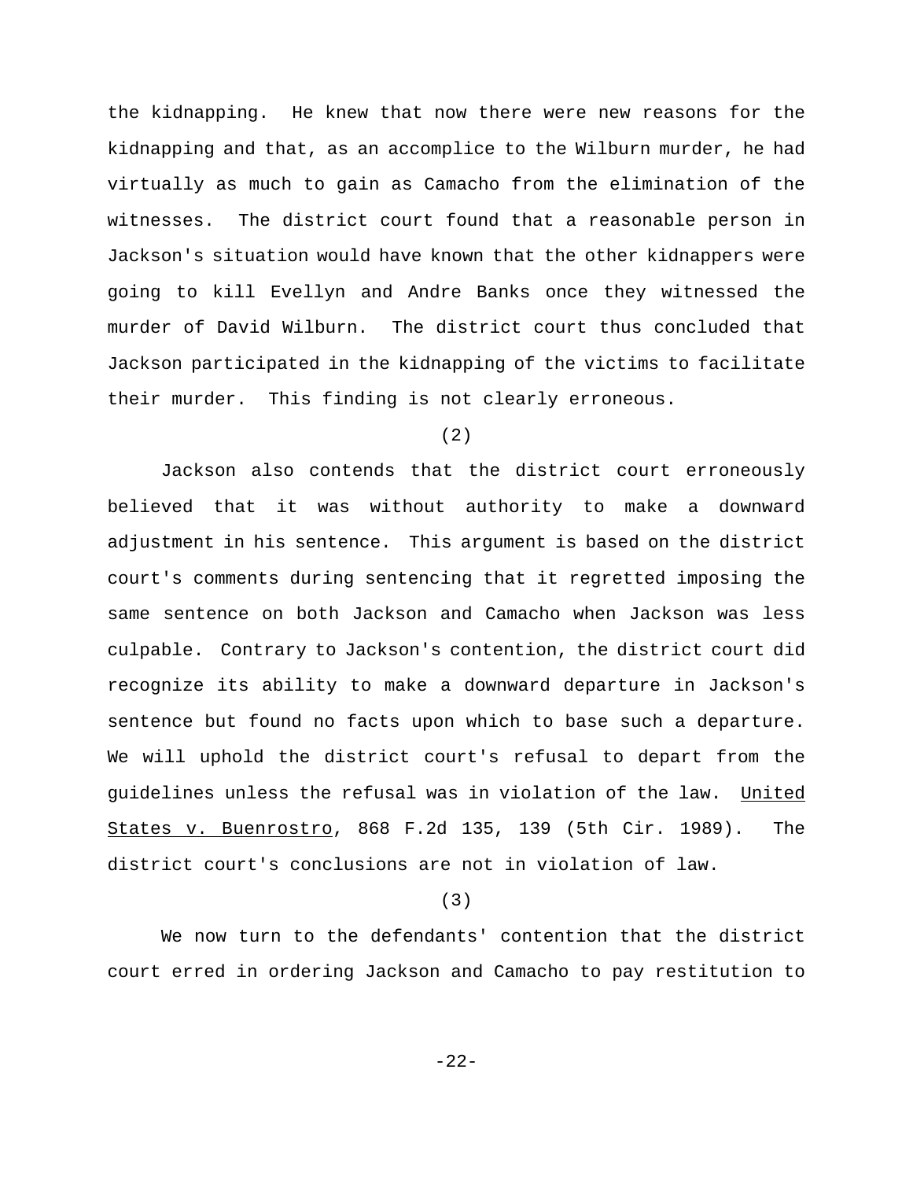the kidnapping. He knew that now there were new reasons for the kidnapping and that, as an accomplice to the Wilburn murder, he had virtually as much to gain as Camacho from the elimination of the witnesses. The district court found that a reasonable person in Jackson's situation would have known that the other kidnappers were going to kill Evellyn and Andre Banks once they witnessed the murder of David Wilburn. The district court thus concluded that Jackson participated in the kidnapping of the victims to facilitate their murder. This finding is not clearly erroneous.

(2)

Jackson also contends that the district court erroneously believed that it was without authority to make a downward adjustment in his sentence. This argument is based on the district court's comments during sentencing that it regretted imposing the same sentence on both Jackson and Camacho when Jackson was less culpable. Contrary to Jackson's contention, the district court did recognize its ability to make a downward departure in Jackson's sentence but found no facts upon which to base such a departure. We will uphold the district court's refusal to depart from the guidelines unless the refusal was in violation of the law. United States v. Buenrostro, 868 F.2d 135, 139 (5th Cir. 1989). The district court's conclusions are not in violation of law.

(3)

We now turn to the defendants' contention that the district court erred in ordering Jackson and Camacho to pay restitution to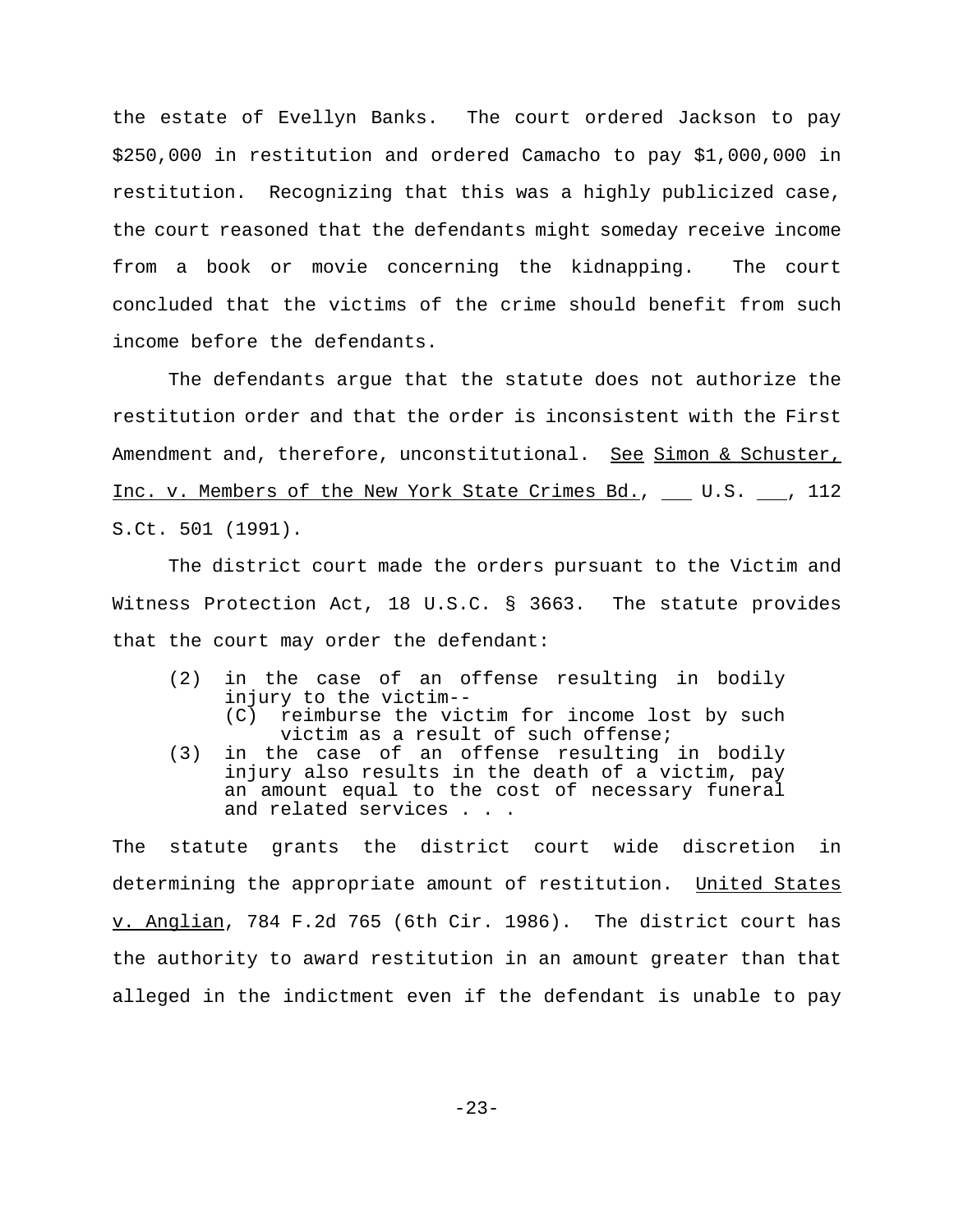the estate of Evellyn Banks. The court ordered Jackson to pay $250,000 in restitution and ordered Camacho to pay $1,000,000 in restitution. Recognizing that this was a highly publicized case, the court reasoned that the defendants might someday receive income from a book or movie concerning the kidnapping. The court concluded that the victims of the crime should benefit from such income before the defendants.

The defendants argue that the statute does not authorize the restitution order and that the order is inconsistent with the First Amendment and, therefore, unconstitutional. See Simon & Schuster, Inc. v. Members of the New York State Crimes Bd., ___ U.S. ___, 112 S.Ct. 501 (1991).

The district court made the orders pursuant to the Victim and Witness Protection Act, 18 U.S.C. § 3663. The statute provides that the court may order the defendant:

> (2) in the case of an offense resulting in bodily injury to the victim--
> (C) reimburse the victim for income lost by such victim as a result of such offense;
>
> (3) in the case of an offense resulting in bodily injury also results in the death of a victim, pay an amount equal to the cost of necessary funeral and related services . . .

The statute grants the district court wide discretion in determining the appropriate amount of restitution. United States v. Anglian, 784 F.2d 765 (6th Cir. 1986). The district court has the authority to award restitution in an amount greater than that alleged in the indictment even if the defendant is unable to pay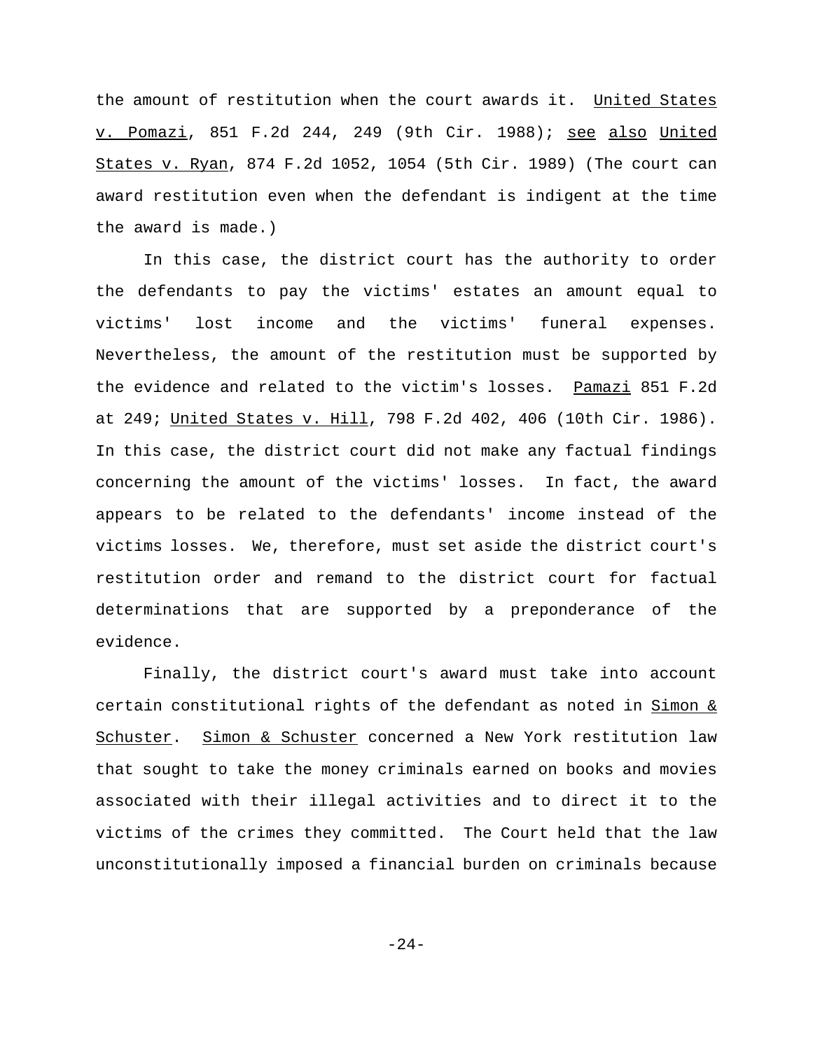the amount of restitution when the court awards it. United States v. Pomazi, 851 F.2d 244, 249 (9th Cir. 1988); see also United States v. Ryan, 874 F.2d 1052, 1054 (5th Cir. 1989) (The court can award restitution even when the defendant is indigent at the time the award is made.)

In this case, the district court has the authority to order the defendants to pay the victims' estates an amount equal to victims' lost income and the victims' funeral expenses. Nevertheless, the amount of the restitution must be supported by the evidence and related to the victim's losses. Pamazi 851 F.2d at 249; United States v. Hill, 798 F.2d 402, 406 (10th Cir. 1986). In this case, the district court did not make any factual findings concerning the amount of the victims' losses. In fact, the award appears to be related to the defendants' income instead of the victims losses. We, therefore, must set aside the district court's restitution order and remand to the district court for factual determinations that are supported by a preponderance of the evidence.

Finally, the district court's award must take into account certain constitutional rights of the defendant as noted in Simon & Schuster. Simon & Schuster concerned a New York restitution law that sought to take the money criminals earned on books and movies associated with their illegal activities and to direct it to the victims of the crimes they committed. The Court held that the law unconstitutionally imposed a financial burden on criminals because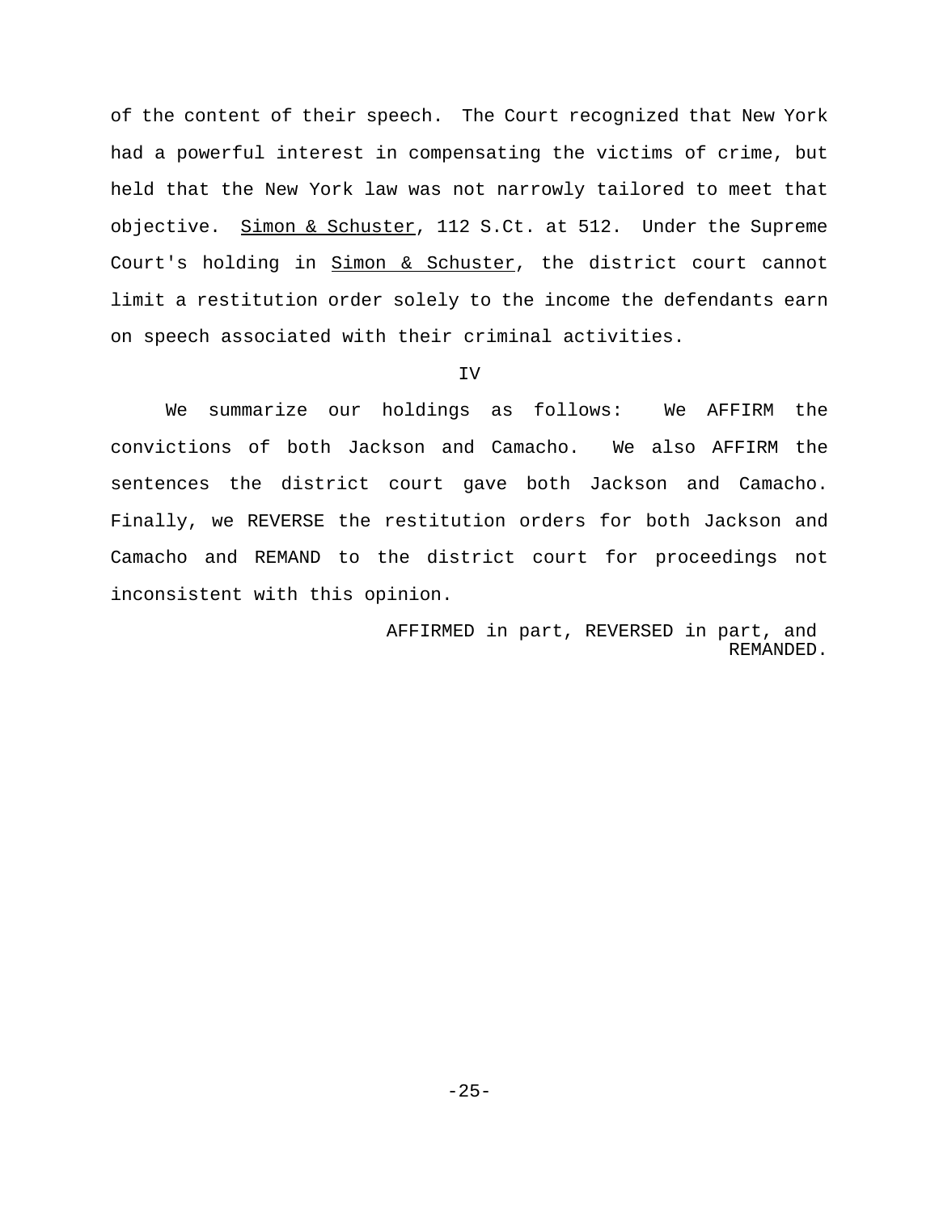of the content of their speech. The Court recognized that New York had a powerful interest in compensating the victims of crime, but held that the New York law was not narrowly tailored to meet that objective. Simon & Schuster, 112 S.Ct. at 512. Under the Supreme Court's holding in Simon & Schuster, the district court cannot limit a restitution order solely to the income the defendants earn on speech associated with their criminal activities.

## IV

We summarize our holdings as follows: We AFFIRM the convictions of both Jackson and Camacho. We also AFFIRM the sentences the district court gave both Jackson and Camacho. Finally, we REVERSE the restitution orders for both Jackson and Camacho and REMAND to the district court for proceedings not inconsistent with this opinion.

AFFIRMED in part, REVERSED in part, and REMANDED.